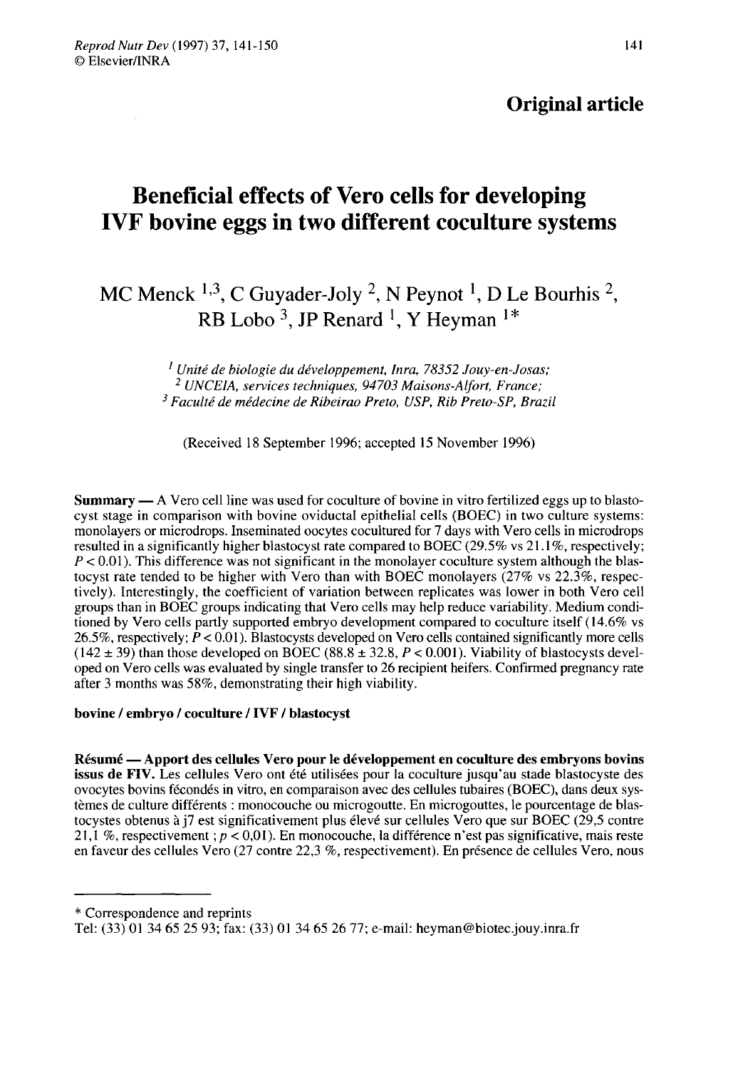**Original article**

# Beneficial effects of Vero cells for developing IVF bovine eggs in two different coculture systems

MC Menck [1,3], C Guyader-Joly [2], N Peynot [1], D Le Bourhis [2], RB Lobo [3], JP Renard [1], Y Heyman [1]*

[1] *Unité de biologie du développement, Inra, 78352 Jouy-en-Josas;*
[2] *UNCEIA, services techniques, 94703 Maisons-Alfort, France;*
[3] *Faculté de médecine de Ribeirao Preto, USP, Rib Preto-SP, Brazil*

(Received 18 September 1996; accepted 15 November 1996)

**Summary** — A Vero cell line was used for coculture of bovine in vitro fertilized eggs up to blastocyst stage in comparison with bovine oviductal epithelial cells (BOEC) in two culture systems: monolayers or microdrops. Inseminated oocytes cocultured for 7 days with Vero cells in microdrops resulted in a significantly higher blastocyst rate compared to BOEC (29.5% vs 21.1%, respectively; $P < 0.01$). This difference was not significant in the monolayer coculture system although the blastocyst rate tended to be higher with Vero than with BOEC monolayers (27% vs 22.3%, respectively). Interestingly, the coefficient of variation between replicates was lower in both Vero cell groups than in BOEC groups indicating that Vero cells may help reduce variability. Medium conditioned by Vero cells partly supported embryo development compared to coculture itself (14.6% vs 26.5%, respectively; $P < 0.01$). Blastocysts developed on Vero cells contained significantly more cells ($142 \pm 39$) than those developed on BOEC ($88.8 \pm 32.8$, $P < 0.001$). Viability of blastocysts developed on Vero cells was evaluated by single transfer to 26 recipient heifers. Confirmed pregnancy rate after 3 months was 58%, demonstrating their high viability.

**bovine / embryo / coculture / IVF / blastocyst**

**Résumé** — **Apport des cellules Vero pour le développement en coculture des embryons bovins issus de FIV.** Les cellules Vero ont été utilisées pour la coculture jusqu'au stade blastocyste des ovocytes bovins fécondés in vitro, en comparaison avec des cellules tubaires (BOEC), dans deux systèmes de culture différents : monocouche ou microgoutte. En microgouttes, le pourcentage de blastocystes obtenus à j7 est significativement plus élevé sur cellules Vero que sur BOEC (29,5 contre 21,1 %, respectivement ; $p < 0,01$). En monocouche, la différence n'est pas significative, mais reste en faveur des cellules Vero (27 contre 22,3 %, respectivement). En présence de cellules Vero, nous

---

* Correspondence and reprints
Tel: (33) 01 34 65 25 93; fax: (33) 01 34 65 26 77; e-mail: heyman@biotec.jouy.inra.fr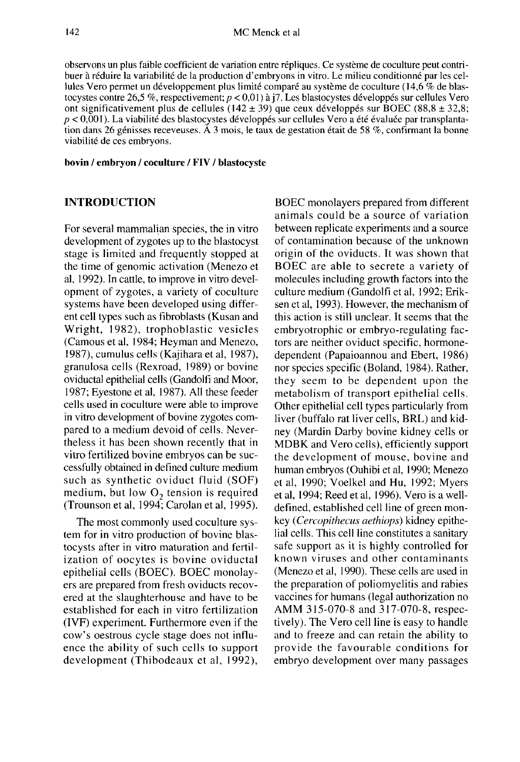observons un plus faible coefficient de variation entre répliques. Ce système de coculture peut contribuer à réduire la variabilité de la production d'embryons in vitro. Le milieu conditionné par les cellules Vero permet un développement plus limité comparé au système de coculture (14,6 % de blastocystes contre 26,5 %, respectivement; $p < 0{,}01$) à j7. Les blastocystes développés sur cellules Vero ont significativement plus de cellules (142 ± 39) que ceux développés sur BOEC (88,8 ± 32,8; $p < 0{,}001$). La viabilité des blastocystes développés sur cellules Vero a été évaluée par transplantation dans 26 génisses receveuses. À 3 mois, le taux de gestation était de 58 %, confirmant la bonne viabilité de ces embryons.

**bovin / embryon / coculture / FIV / blastocyste**

## INTRODUCTION

For several mammalian species, the in vitro development of zygotes up to the blastocyst stage is limited and frequently stopped at the time of genomic activation (Menezo et al, 1992). In cattle, to improve in vitro development of zygotes, a variety of coculture systems have been developed using different cell types such as fibroblasts (Kusan and Wright, 1982), trophoblastic vesicles (Camous et al, 1984; Heyman and Menezo, 1987), cumulus cells (Kajihara et al, 1987), granulosa cells (Rexroad, 1989) or bovine oviductal epithelial cells (Gandolfi and Moor, 1987; Eyestone et al, 1987). All these feeder cells used in coculture were able to improve in vitro development of bovine zygotes compared to a medium devoid of cells. Nevertheless it has been shown recently that in vitro fertilized bovine embryos can be successfully obtained in defined culture medium such as synthetic oviduct fluid (SOF) medium, but low $O_2$ tension is required (Trounson et al, 1994; Carolan et al, 1995).

The most commonly used coculture system for in vitro production of bovine blastocysts after in vitro maturation and fertilization of oocytes is bovine oviductal epithelial cells (BOEC). BOEC monolayers are prepared from fresh oviducts recovered at the slaughterhouse and have to be established for each in vitro fertilization (IVF) experiment. Furthermore even if the cow's oestrous cycle stage does not influence the ability of such cells to support development (Thibodeaux et al, 1992), BOEC monolayers prepared from different animals could be a source of variation between replicate experiments and a source of contamination because of the unknown origin of the oviducts. It was shown that BOEC are able to secrete a variety of molecules including growth factors into the culture medium (Gandolfi et al, 1992; Eriksen et al, 1993). However, the mechanism of this action is still unclear. It seems that the embryotrophic or embryo-regulating factors are neither oviduct specific, hormone-dependent (Papaioannou and Ebert, 1986) nor species specific (Boland, 1984). Rather, they seem to be dependent upon the metabolism of transport epithelial cells. Other epithelial cell types particularly from liver (buffalo rat liver cells, BRL) and kidney (Mardin Darby bovine kidney cells or MDBK and Vero cells), efficiently support the development of mouse, bovine and human embryos (Ouhibi et al, 1990; Menezo et al, 1990; Voelkel and Hu, 1992; Myers et al, 1994; Reed et al, 1996). Vero is a well-defined, established cell line of green monkey (*Cercopithecus aethiops*) kidney epithelial cells. This cell line constitutes a sanitary safe support as it is highly controlled for known viruses and other contaminants (Menezo et al, 1990). These cells are used in the preparation of poliomyelitis and rabies vaccines for humans (legal authorization no AMM 315-070-8 and 317-070-8, respectively). The Vero cell line is easy to handle and to freeze and can retain the ability to provide the favourable conditions for embryo development over many passages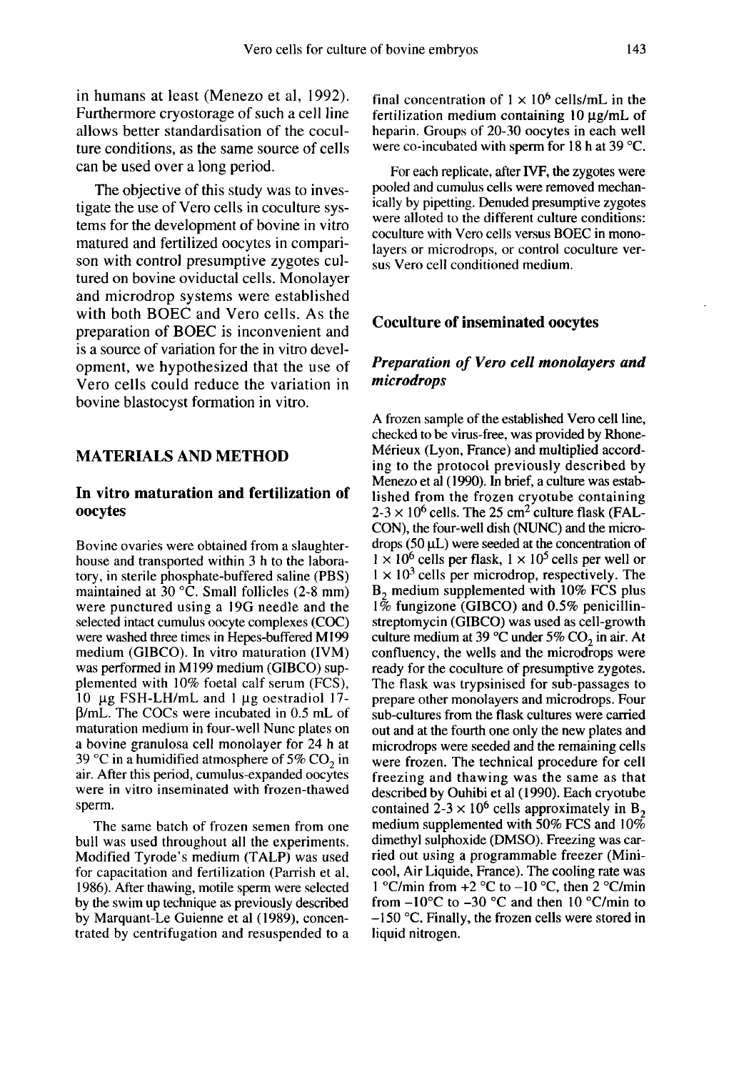in humans at least (Menezo et al, 1992). Furthermore cryostorage of such a cell line allows better standardisation of the coculture conditions, as the same source of cells can be used over a long period.

The objective of this study was to investigate the use of Vero cells in coculture systems for the development of bovine in vitro matured and fertilized oocytes in comparison with control presumptive zygotes cultured on bovine oviductal cells. Monolayer and microdrop systems were established with both BOEC and Vero cells. As the preparation of BOEC is inconvenient and is a source of variation for the in vitro development, we hypothesized that the use of Vero cells could reduce the variation in bovine blastocyst formation in vitro.

## MATERIALS AND METHOD

### In vitro maturation and fertilization of oocytes

Bovine ovaries were obtained from a slaughterhouse and transported within 3 h to the laboratory, in sterile phosphate-buffered saline (PBS) maintained at 30 °C. Small follicles (2-8 mm) were punctured using a 19G needle and the selected intact cumulus oocyte complexes (COC) were washed three times in Hepes-buffered M199 medium (GIBCO). In vitro maturation (IVM) was performed in M199 medium (GIBCO) supplemented with 10% foetal calf serum (FCS), 10 µg FSH-LH/mL and 1 µg oestradiol 17-β/mL. The COCs were incubated in 0.5 mL of maturation medium in four-well Nunc plates on a bovine granulosa cell monolayer for 24 h at 39 °C in a humidified atmosphere of 5% $CO_2$ in air. After this period, cumulus-expanded oocytes were in vitro inseminated with frozen-thawed sperm.

The same batch of frozen semen from one bull was used throughout all the experiments. Modified Tyrode's medium (TALP) was used for capacitation and fertilization (Parrish et al, 1986). After thawing, motile sperm were selected by the swim up technique as previously described by Marquant-Le Guienne et al (1989), concentrated by centrifugation and resuspended to a final concentration of $1 \times 10^6$ cells/mL in the fertilization medium containing 10 µg/mL of heparin. Groups of 20-30 oocytes in each well were co-incubated with sperm for 18 h at 39 °C.

For each replicate, after IVF, the zygotes were pooled and cumulus cells were removed mechanically by pipetting. Denuded presumptive zygotes were alloted to the different culture conditions: coculture with Vero cells versus BOEC in monolayers or microdrops, or control coculture versus Vero cell conditioned medium.

### Coculture of inseminated oocytes

#### *Preparation of Vero cell monolayers and microdrops*

A frozen sample of the established Vero cell line, checked to be virus-free, was provided by Rhone-Mérieux (Lyon, France) and multiplied according to the protocol previously described by Menezo et al (1990). In brief, a culture was established from the frozen cryotube containing $2\text{-}3 \times 10^6$ cells. The 25 cm$^2$ culture flask (FALCON), the four-well dish (NUNC) and the microdrops (50 µL) were seeded at the concentration of $1 \times 10^6$ cells per flask, $1 \times 10^5$ cells per well or $1 \times 10^3$ cells per microdrop, respectively. The $B_2$ medium supplemented with 10% FCS plus 1% fungizone (GIBCO) and 0.5% penicillin-streptomycin (GIBCO) was used as cell-growth culture medium at 39 °C under 5% $CO_2$ in air. At confluency, the wells and the microdrops were ready for the coculture of presumptive zygotes. The flask was trypsinised for sub-passages to prepare other monolayers and microdrops. Four sub-cultures from the flask cultures were carried out and at the fourth one only the new plates and microdrops were seeded and the remaining cells were frozen. The technical procedure for cell freezing and thawing was the same as that described by Ouhibi et al (1990). Each cryotube contained $2\text{-}3 \times 10^6$ cells approximately in $B_2$ medium supplemented with 50% FCS and 10% dimethyl sulphoxide (DMSO). Freezing was carried out using a programmable freezer (Minicool, Air Liquide, France). The cooling rate was 1 °C/min from +2 °C to −10 °C, then 2 °C/min from −10°C to −30 °C and then 10 °C/min to −150 °C. Finally, the frozen cells were stored in liquid nitrogen.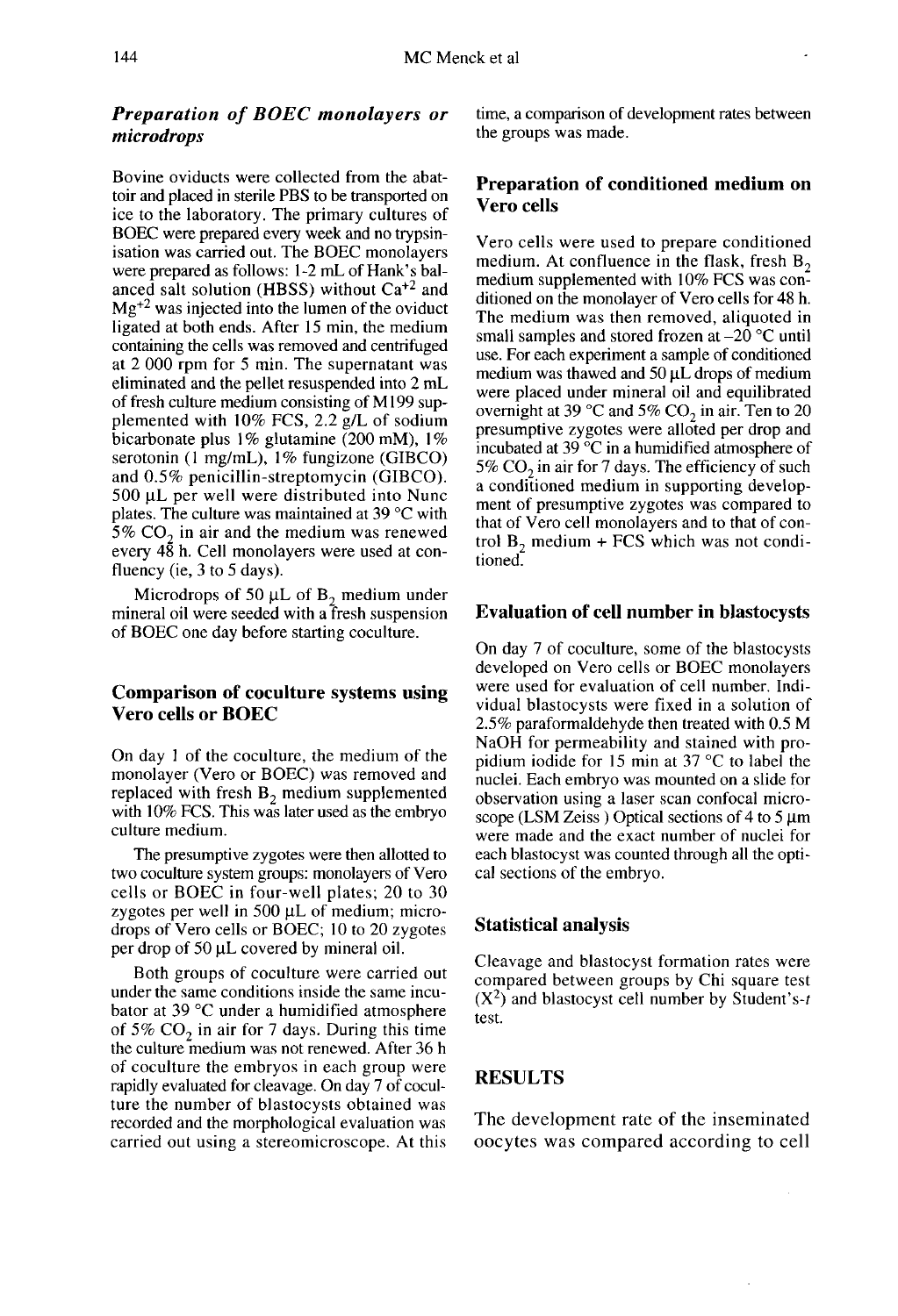### *Preparation of BOEC monolayers or microdrops*

Bovine oviducts were collected from the abattoir and placed in sterile PBS to be transported on ice to the laboratory. The primary cultures of BOEC were prepared every week and no trypsinisation was carried out. The BOEC monolayers were prepared as follows: 1-2 mL of Hank's balanced salt solution (HBSS) without $Ca^{+2}$ and $Mg^{+2}$ was injected into the lumen of the oviduct ligated at both ends. After 15 min, the medium containing the cells was removed and centrifuged at 2 000 rpm for 5 min. The supernatant was eliminated and the pellet resuspended into 2 mL of fresh culture medium consisting of M199 supplemented with 10% FCS, 2.2 g/L of sodium bicarbonate plus 1% glutamine (200 mM), 1% serotonin (1 mg/mL), 1% fungizone (GIBCO) and 0.5% penicillin-streptomycin (GIBCO). 500 µL per well were distributed into Nunc plates. The culture was maintained at 39 °C with 5% $CO_2$ in air and the medium was renewed every 48 h. Cell monolayers were used at confluency (ie, 3 to 5 days).

Microdrops of 50 µL of $B_2$ medium under mineral oil were seeded with a fresh suspension of BOEC one day before starting coculture.

## Comparison of coculture systems using Vero cells or BOEC

On day 1 of the coculture, the medium of the monolayer (Vero or BOEC) was removed and replaced with fresh $B_2$ medium supplemented with 10% FCS. This was later used as the embryo culture medium.

The presumptive zygotes were then allotted to two coculture system groups: monolayers of Vero cells or BOEC in four-well plates; 20 to 30 zygotes per well in 500 µL of medium; microdrops of Vero cells or BOEC; 10 to 20 zygotes per drop of 50 µL covered by mineral oil.

Both groups of coculture were carried out under the same conditions inside the same incubator at 39 °C under a humidified atmosphere of 5% $CO_2$ in air for 7 days. During this time the culture medium was not renewed. After 36 h of coculture the embryos in each group were rapidly evaluated for cleavage. On day 7 of coculture the number of blastocysts obtained was recorded and the morphological evaluation was carried out using a stereomicroscope. At this time, a comparison of development rates between the groups was made.

## Preparation of conditioned medium on Vero cells

Vero cells were used to prepare conditioned medium. At confluence in the flask, fresh $B_2$ medium supplemented with 10% FCS was conditioned on the monolayer of Vero cells for 48 h. The medium was then removed, aliquoted in small samples and stored frozen at –20 °C until use. For each experiment a sample of conditioned medium was thawed and 50 µL drops of medium were placed under mineral oil and equilibrated overnight at 39 °C and 5% $CO_2$ in air. Ten to 20 presumptive zygotes were alloted per drop and incubated at 39 °C in a humidified atmosphere of 5% $CO_2$ in air for 7 days. The efficiency of such a conditioned medium in supporting development of presumptive zygotes was compared to that of Vero cell monolayers and to that of control $B_2$ medium + FCS which was not conditioned.

## Evaluation of cell number in blastocysts

On day 7 of coculture, some of the blastocysts developed on Vero cells or BOEC monolayers were used for evaluation of cell number. Individual blastocysts were fixed in a solution of 2.5% paraformaldehyde then treated with 0.5 M NaOH for permeability and stained with propidium iodide for 15 min at 37 °C to label the nuclei. Each embryo was mounted on a slide for observation using a laser scan confocal microscope (LSM Zeiss ) Optical sections of 4 to 5 µm were made and the exact number of nuclei for each blastocyst was counted through all the optical sections of the embryo.

## Statistical analysis

Cleavage and blastocyst formation rates were compared between groups by Chi square test ($X^2$) and blastocyst cell number by Student's-*t* test.

# RESULTS

The development rate of the inseminated oocytes was compared according to cell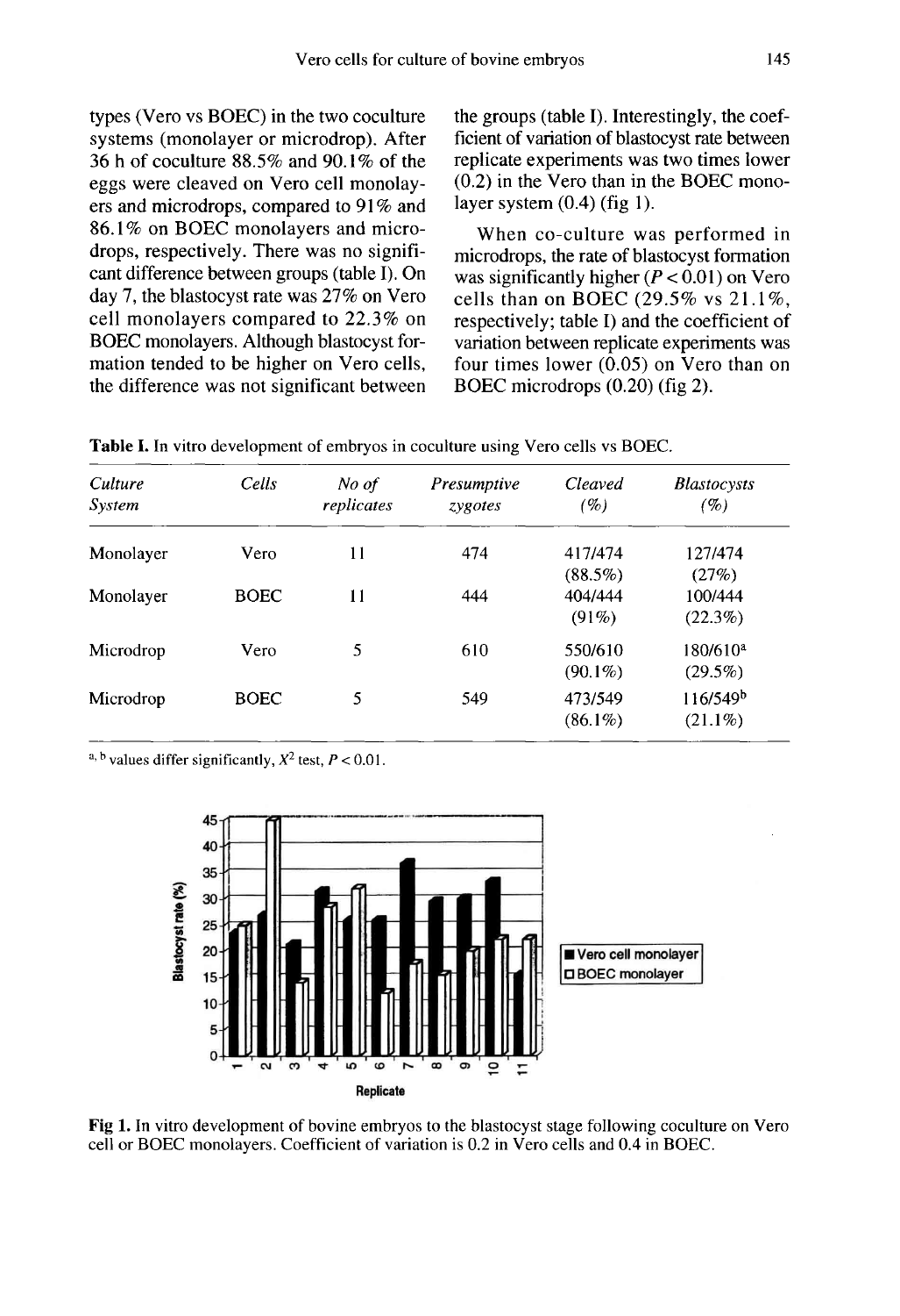types (Vero vs BOEC) in the two coculture systems (monolayer or microdrop). After 36 h of coculture 88.5% and 90.1% of the eggs were cleaved on Vero cell monolayers and microdrops, compared to 91% and 86.1% on BOEC monolayers and microdrops, respectively. There was no significant difference between groups (table I). On day 7, the blastocyst rate was 27% on Vero cell monolayers compared to 22.3% on BOEC monolayers. Although blastocyst formation tended to be higher on Vero cells, the difference was not significant between the groups (table I). Interestingly, the coefficient of variation of blastocyst rate between replicate experiments was two times lower (0.2) in the Vero than in the BOEC monolayer system (0.4) (fig 1).

When co-culture was performed in microdrops, the rate of blastocyst formation was significantly higher ($P < 0.01$) on Vero cells than on BOEC (29.5% vs 21.1%, respectively; table I) and the coefficient of variation between replicate experiments was four times lower (0.05) on Vero than on BOEC microdrops (0.20) (fig 2).

**Table I.** In vitro development of embryos in coculture using Vero cells vs BOEC.

| *Culture System* | *Cells* | *No of replicates* | *Presumptive zygotes* | *Cleaved (%)* | *Blastocysts (%)* |
|---|---|---|---|---|---|
| Monolayer | Vero | 11 | 474 | 417/474 (88.5%) | 127/474 (27%) |
| Monolayer | BOEC | 11 | 444 | 404/444 (91%) | 100/444 (22.3%) |
| Microdrop | Vero | 5 | 610 | 550/610 (90.1%) | 180/610[a] (29.5%) |
| Microdrop | BOEC | 5 | 549 | 473/549 (86.1%) | 116/549[b] (21.1%) |

[a, b] values differ significantly, $X^2$ test, $P < 0.01$.

**Fig 1.** In vitro development of bovine embryos to the blastocyst stage following coculture on Vero cell or BOEC monolayers. Coefficient of variation is 0.2 in Vero cells and 0.4 in BOEC.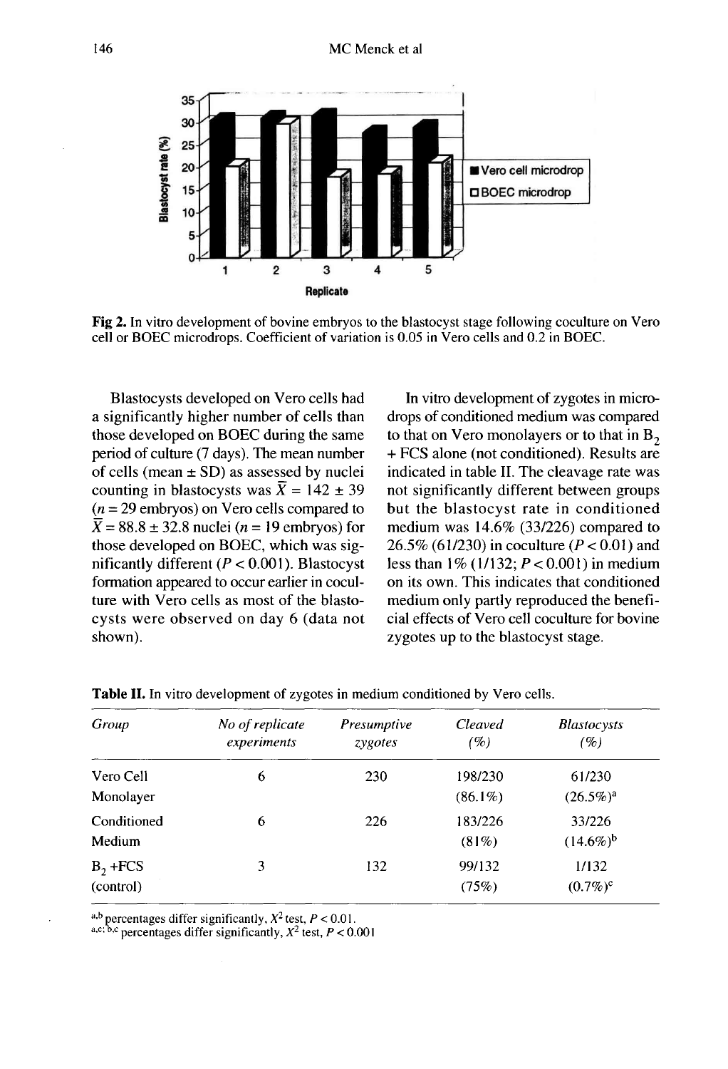Fig 2. In vitro development of bovine embryos to the blastocyst stage following coculture on Vero cell or BOEC microdrops. Coefficient of variation is 0.05 in Vero cells and 0.2 in BOEC.

Blastocysts developed on Vero cells had a significantly higher number of cells than those developed on BOEC during the same period of culture (7 days). The mean number of cells (mean ± SD) as assessed by nuclei counting in blastocysts was $\overline{X} = 142 \pm 39$ ($n = 29$ embryos) on Vero cells compared to $\overline{X} = 88.8 \pm 32.8$ nuclei ($n = 19$ embryos) for those developed on BOEC, which was significantly different ($P < 0.001$). Blastocyst formation appeared to occur earlier in coculture with Vero cells as most of the blastocysts were observed on day 6 (data not shown).

In vitro development of zygotes in microdrops of conditioned medium was compared to that on Vero monolayers or to that in $B_2$ + FCS alone (not conditioned). Results are indicated in table II. The cleavage rate was not significantly different between groups but the blastocyst rate in conditioned medium was 14.6% (33/226) compared to 26.5% (61/230) in coculture ($P < 0.01$) and less than 1% (1/132; $P < 0.001$) in medium on its own. This indicates that conditioned medium only partly reproduced the beneficial effects of Vero cell coculture for bovine zygotes up to the blastocyst stage.

**Table II.** In vitro development of zygotes in medium conditioned by Vero cells.

| *Group* | *No of replicate experiments* | *Presumptive zygotes* | *Cleaved (%)* | *Blastocysts (%)* |
|---|---|---|---|---|
| Vero Cell Monolayer | 6 | 230 | 198/230 (86.1%) | 61/230 (26.5%)[a] |
| Conditioned Medium | 6 | 226 | 183/226 (81%) | 33/226 (14.6%)[b] |
| $B_2$ +FCS (control) | 3 | 132 | 99/132 (75%) | 1/132 (0.7%)[c] |

[a,b] percentages differ significantly, $X^2$ test, $P < 0.01$.
[a,c; b,c] percentages differ significantly, $X^2$ test, $P < 0.001$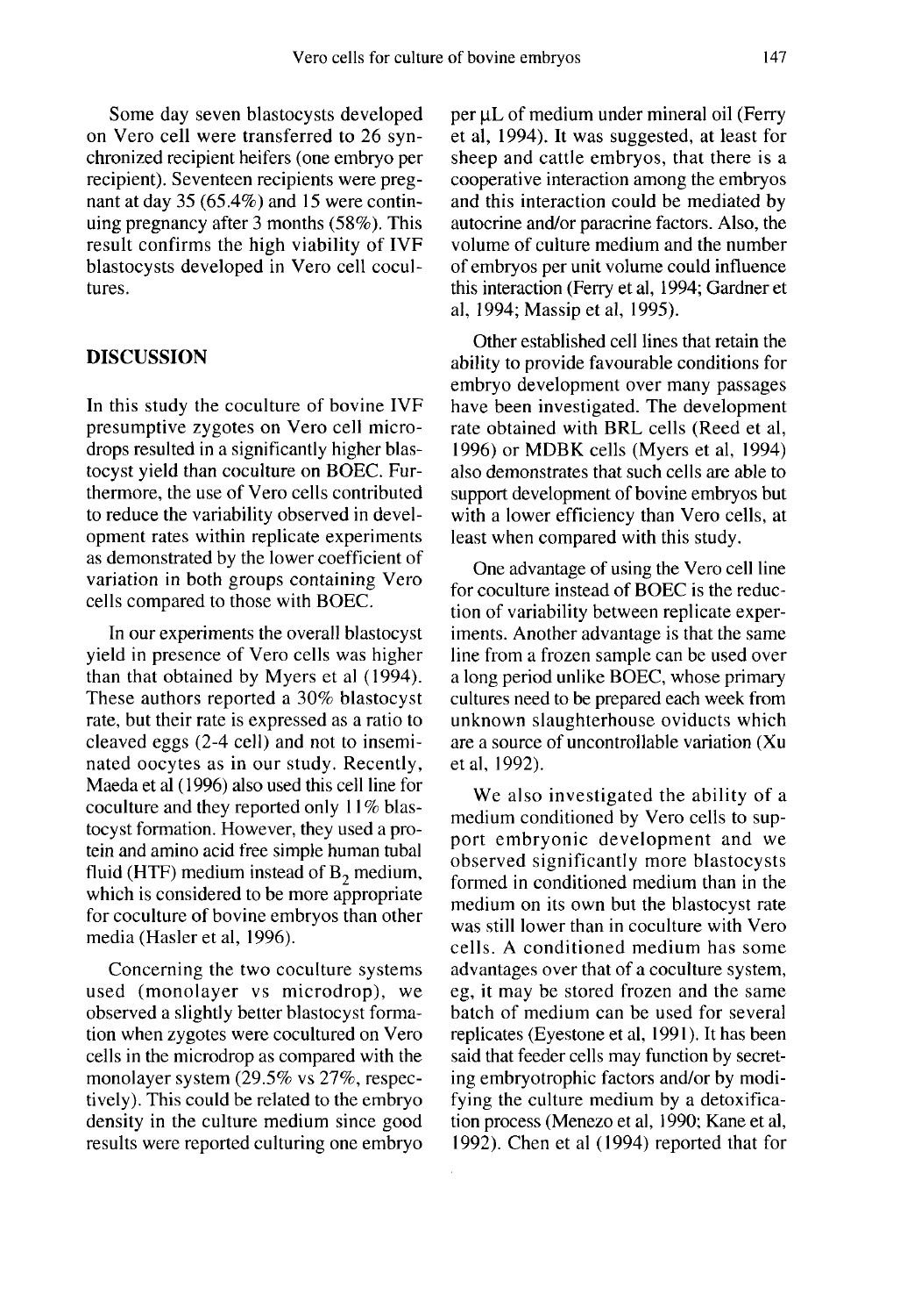Some day seven blastocysts developed on Vero cell were transferred to 26 synchronized recipient heifers (one embryo per recipient). Seventeen recipients were pregnant at day 35 (65.4%) and 15 were continuing pregnancy after 3 months (58%). This result confirms the high viability of IVF blastocysts developed in Vero cell cocultures.

## DISCUSSION

In this study the coculture of bovine IVF presumptive zygotes on Vero cell microdrops resulted in a significantly higher blastocyst yield than coculture on BOEC. Furthermore, the use of Vero cells contributed to reduce the variability observed in development rates within replicate experiments as demonstrated by the lower coefficient of variation in both groups containing Vero cells compared to those with BOEC.

In our experiments the overall blastocyst yield in presence of Vero cells was higher than that obtained by Myers et al (1994). These authors reported a 30% blastocyst rate, but their rate is expressed as a ratio to cleaved eggs (2-4 cell) and not to inseminated oocytes as in our study. Recently, Maeda et al (1996) also used this cell line for coculture and they reported only 11% blastocyst formation. However, they used a protein and amino acid free simple human tubal fluid (HTF) medium instead of $B_2$ medium, which is considered to be more appropriate for coculture of bovine embryos than other media (Hasler et al, 1996).

Concerning the two coculture systems used (monolayer vs microdrop), we observed a slightly better blastocyst formation when zygotes were cocultured on Vero cells in the microdrop as compared with the monolayer system (29.5% vs 27%, respectively). This could be related to the embryo density in the culture medium since good results were reported culturing one embryo per µL of medium under mineral oil (Ferry et al, 1994). It was suggested, at least for sheep and cattle embryos, that there is a cooperative interaction among the embryos and this interaction could be mediated by autocrine and/or paracrine factors. Also, the volume of culture medium and the number of embryos per unit volume could influence this interaction (Ferry et al, 1994; Gardner et al, 1994; Massip et al, 1995).

Other established cell lines that retain the ability to provide favourable conditions for embryo development over many passages have been investigated. The development rate obtained with BRL cells (Reed et al, 1996) or MDBK cells (Myers et al, 1994) also demonstrates that such cells are able to support development of bovine embryos but with a lower efficiency than Vero cells, at least when compared with this study.

One advantage of using the Vero cell line for coculture instead of BOEC is the reduction of variability between replicate experiments. Another advantage is that the same line from a frozen sample can be used over a long period unlike BOEC, whose primary cultures need to be prepared each week from unknown slaughterhouse oviducts which are a source of uncontrollable variation (Xu et al, 1992).

We also investigated the ability of a medium conditioned by Vero cells to support embryonic development and we observed significantly more blastocysts formed in conditioned medium than in the medium on its own but the blastocyst rate was still lower than in coculture with Vero cells. A conditioned medium has some advantages over that of a coculture system, eg, it may be stored frozen and the same batch of medium can be used for several replicates (Eyestone et al, 1991). It has been said that feeder cells may function by secreting embryotrophic factors and/or by modifying the culture medium by a detoxification process (Menezo et al, 1990; Kane et al, 1992). Chen et al (1994) reported that for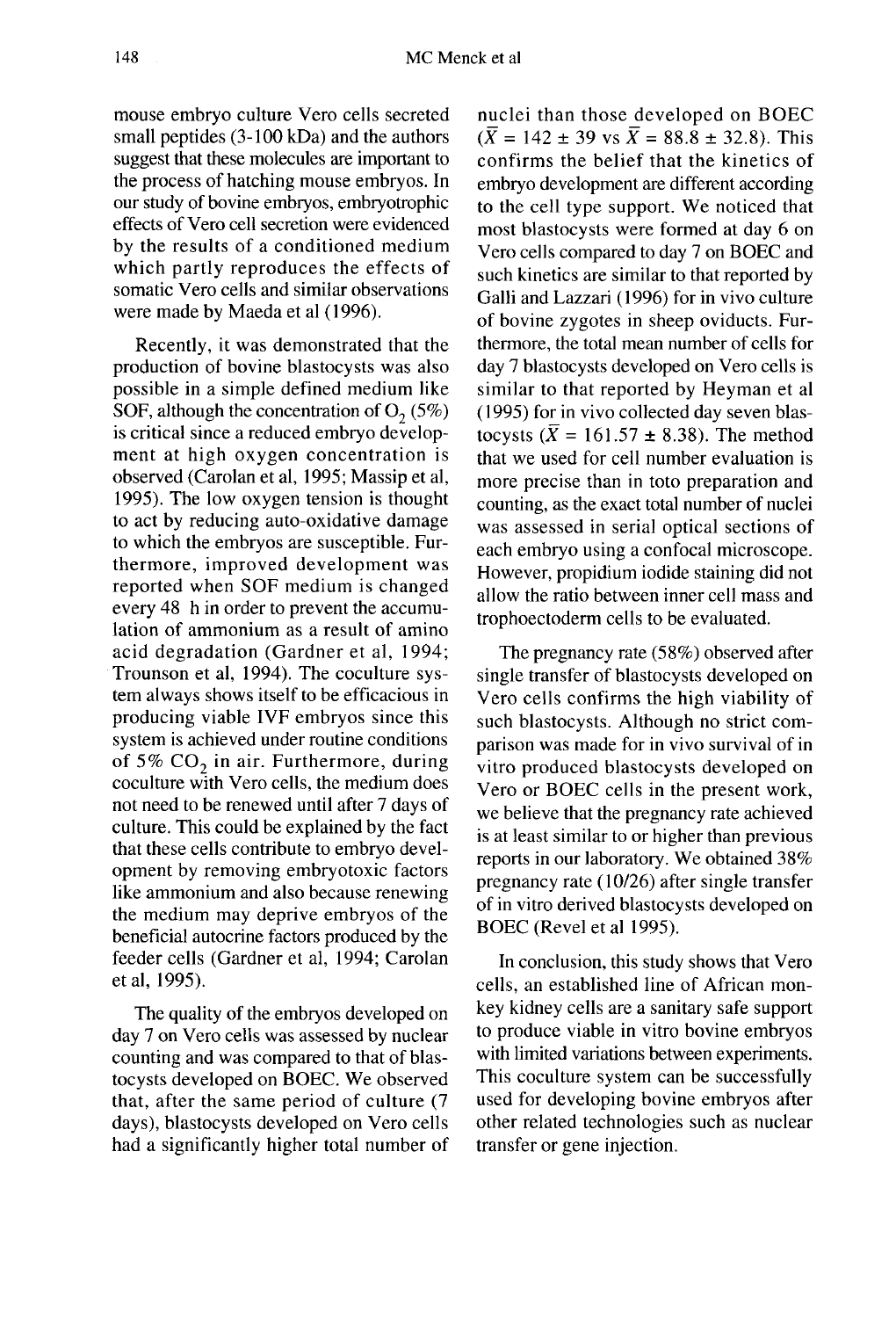mouse embryo culture Vero cells secreted small peptides (3-100 kDa) and the authors suggest that these molecules are important to the process of hatching mouse embryos. In our study of bovine embryos, embryotrophic effects of Vero cell secretion were evidenced by the results of a conditioned medium which partly reproduces the effects of somatic Vero cells and similar observations were made by Maeda et al (1996).

Recently, it was demonstrated that the production of bovine blastocysts was also possible in a simple defined medium like SOF, although the concentration of $O_2$ (5%) is critical since a reduced embryo development at high oxygen concentration is observed (Carolan et al, 1995; Massip et al, 1995). The low oxygen tension is thought to act by reducing auto-oxidative damage to which the embryos are susceptible. Furthermore, improved development was reported when SOF medium is changed every 48 h in order to prevent the accumulation of ammonium as a result of amino acid degradation (Gardner et al, 1994; Trounson et al, 1994). The coculture system always shows itself to be efficacious in producing viable IVF embryos since this system is achieved under routine conditions of 5% $CO_2$ in air. Furthermore, during coculture with Vero cells, the medium does not need to be renewed until after 7 days of culture. This could be explained by the fact that these cells contribute to embryo development by removing embryotoxic factors like ammonium and also because renewing the medium may deprive embryos of the beneficial autocrine factors produced by the feeder cells (Gardner et al, 1994; Carolan et al, 1995).

The quality of the embryos developed on day 7 on Vero cells was assessed by nuclear counting and was compared to that of blastocysts developed on BOEC. We observed that, after the same period of culture (7 days), blastocysts developed on Vero cells had a significantly higher total number of nuclei than those developed on BOEC ($\bar{X} = 142 \pm 39$ vs $\bar{X} = 88.8 \pm 32.8$). This confirms the belief that the kinetics of embryo development are different according to the cell type support. We noticed that most blastocysts were formed at day 6 on Vero cells compared to day 7 on BOEC and such kinetics are similar to that reported by Galli and Lazzari (1996) for in vivo culture of bovine zygotes in sheep oviducts. Furthermore, the total mean number of cells for day 7 blastocysts developed on Vero cells is similar to that reported by Heyman et al (1995) for in vivo collected day seven blastocysts ($\bar{X} = 161.57 \pm 8.38$). The method that we used for cell number evaluation is more precise than in toto preparation and counting, as the exact total number of nuclei was assessed in serial optical sections of each embryo using a confocal microscope. However, propidium iodide staining did not allow the ratio between inner cell mass and trophoectoderm cells to be evaluated.

The pregnancy rate (58%) observed after single transfer of blastocysts developed on Vero cells confirms the high viability of such blastocysts. Although no strict comparison was made for in vivo survival of in vitro produced blastocysts developed on Vero or BOEC cells in the present work, we believe that the pregnancy rate achieved is at least similar to or higher than previous reports in our laboratory. We obtained 38% pregnancy rate (10/26) after single transfer of in vitro derived blastocysts developed on BOEC (Revel et al 1995).

In conclusion, this study shows that Vero cells, an established line of African monkey kidney cells are a sanitary safe support to produce viable in vitro bovine embryos with limited variations between experiments. This coculture system can be successfully used for developing bovine embryos after other related technologies such as nuclear transfer or gene injection.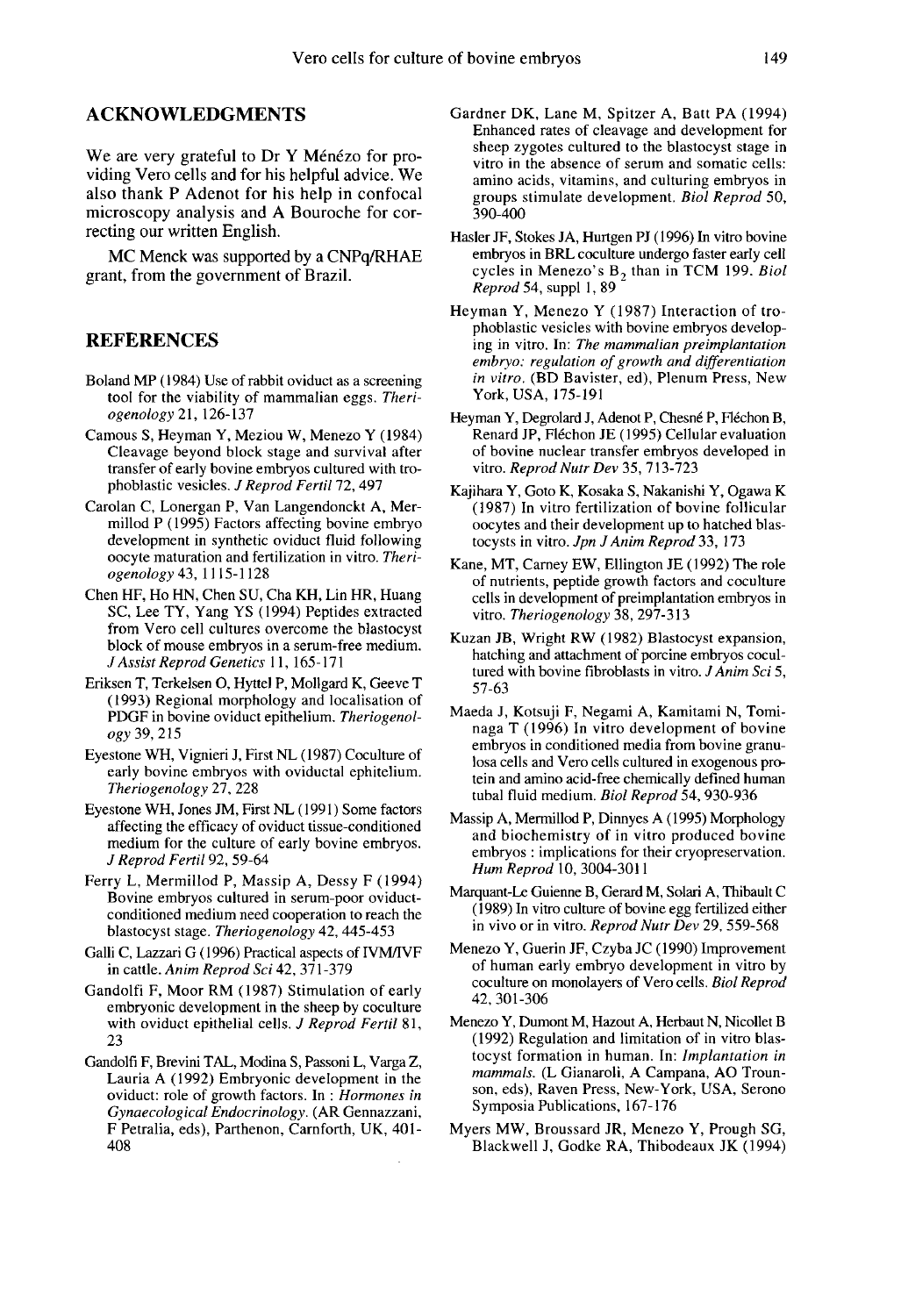## ACKNOWLEDGMENTS

We are very grateful to Dr Y Ménézo for providing Vero cells and for his helpful advice. We also thank P Adenot for his help in confocal microscopy analysis and A Bouroche for correcting our written English.

MC Menck was supported by a CNPq/RHAE grant, from the government of Brazil.

## REFERENCES

Boland MP (1984) Use of rabbit oviduct as a screening tool for the viability of mammalian eggs. *Theriogenology* 21, 126-137

Camous S, Heyman Y, Meziou W, Menezo Y (1984) Cleavage beyond block stage and survival after transfer of early bovine embryos cultured with trophoblastic vesicles. *J Reprod Fertil* 72, 497

Carolan C, Lonergan P, Van Langendonckt A, Mermillod P (1995) Factors affecting bovine embryo development in synthetic oviduct fluid following oocyte maturation and fertilization in vitro. *Theriogenology* 43, 1115-1128

Chen HF, Ho HN, Chen SU, Cha KH, Lin HR, Huang SC, Lee TY, Yang YS (1994) Peptides extracted from Vero cell cultures overcome the blastocyst block of mouse embryos in a serum-free medium. *J Assist Reprod Genetics* 11, 165-171

Eriksen T, Terkelsen O, Hyttel P, Mollgard K, Geeve T (1993) Regional morphology and localisation of PDGF in bovine oviduct epithelium. *Theriogenology* 39, 215

Eyestone WH, Vignieri J, First NL (1987) Coculture of early bovine embryos with oviductal ephitelium. *Theriogenology* 27, 228

Eyestone WH, Jones JM, First NL (1991) Some factors affecting the efficacy of oviduct tissue-conditioned medium for the culture of early bovine embryos. *J Reprod Fertil* 92, 59-64

Ferry L, Mermillod P, Massip A, Dessy F (1994) Bovine embryos cultured in serum-poor oviduct-conditioned medium need cooperation to reach the blastocyst stage. *Theriogenology* 42, 445-453

Galli C, Lazzari G (1996) Practical aspects of IVM/IVF in cattle. *Anim Reprod Sci* 42, 371-379

Gandolfi F, Moor RM (1987) Stimulation of early embryonic development in the sheep by coculture with oviduct epithelial cells. *J Reprod Fertil* 81, 23

Gandolfi F, Brevini TAL, Modina S, Passoni L, Varga Z, Lauria A (1992) Embryonic development in the oviduct: role of growth factors. In : *Hormones in Gynaecological Endocrinology*. (AR Gennazzani, F Petralia, eds), Parthenon, Carnforth, UK, 401-408

Gardner DK, Lane M, Spitzer A, Batt PA (1994) Enhanced rates of cleavage and development for sheep zygotes cultured to the blastocyst stage in vitro in the absence of serum and somatic cells: amino acids, vitamins, and culturing embryos in groups stimulate development. *Biol Reprod* 50, 390-400

Hasler JF, Stokes JA, Hurtgen PJ (1996) In vitro bovine embryos in BRL coculture undergo faster early cell cycles in Menezo's $B_2$ than in TCM 199. *Biol Reprod* 54, suppl 1, 89

Heyman Y, Menezo Y (1987) Interaction of trophoblastic vesicles with bovine embryos developing in vitro. In: *The mammalian preimplantation embryo: regulation of growth and differentiation in vitro*. (BD Bavister, ed), Plenum Press, New York, USA, 175-191

Heyman Y, Degrolard J, Adenot P, Chesné P, Fléchon B, Renard JP, Fléchon JE (1995) Cellular evaluation of bovine nuclear transfer embryos developed in vitro. *Reprod Nutr Dev* 35, 713-723

Kajihara Y, Goto K, Kosaka S, Nakanishi Y, Ogawa K (1987) In vitro fertilization of bovine follicular oocytes and their development up to hatched blastocysts in vitro. *Jpn J Anim Reprod* 33, 173

Kane, MT, Carney EW, Ellington JE (1992) The role of nutrients, peptide growth factors and coculture cells in development of preimplantation embryos in vitro. *Theriogenology* 38, 297-313

Kuzan JB, Wright RW (1982) Blastocyst expansion, hatching and attachment of porcine embryos cocultured with bovine fibroblasts in vitro. *J Anim Sci* 5, 57-63

Maeda J, Kotsuji F, Negami A, Kamitami N, Tominaga T (1996) In vitro development of bovine embryos in conditioned media from bovine granulosa cells and Vero cells cultured in exogenous protein and amino acid-free chemically defined human tubal fluid medium. *Biol Reprod* 54, 930-936

Massip A, Mermillod P, Dinnyes A (1995) Morphology and biochemistry of in vitro produced bovine embryos : implications for their cryopreservation. *Hum Reprod* 10, 3004-3011

Marquant-Le Guienne B, Gerard M, Solari A, Thibault C (1989) In vitro culture of bovine egg fertilized either in vivo or in vitro. *Reprod Nutr Dev* 29, 559-568

Menezo Y, Guerin JF, Czyba JC (1990) Improvement of human early embryo development in vitro by coculture on monolayers of Vero cells. *Biol Reprod* 42, 301-306

Menezo Y, Dumont M, Hazout A, Herbaut N, Nicollet B (1992) Regulation and limitation of in vitro blastocyst formation in human. In: *Implantation in mammals*. (L Gianaroli, A Campana, AO Trounson, eds), Raven Press, New-York, USA, Serono Symposia Publications, 167-176

Myers MW, Broussard JR, Menezo Y, Prough SG, Blackwell J, Godke RA, Thibodeaux JK (1994)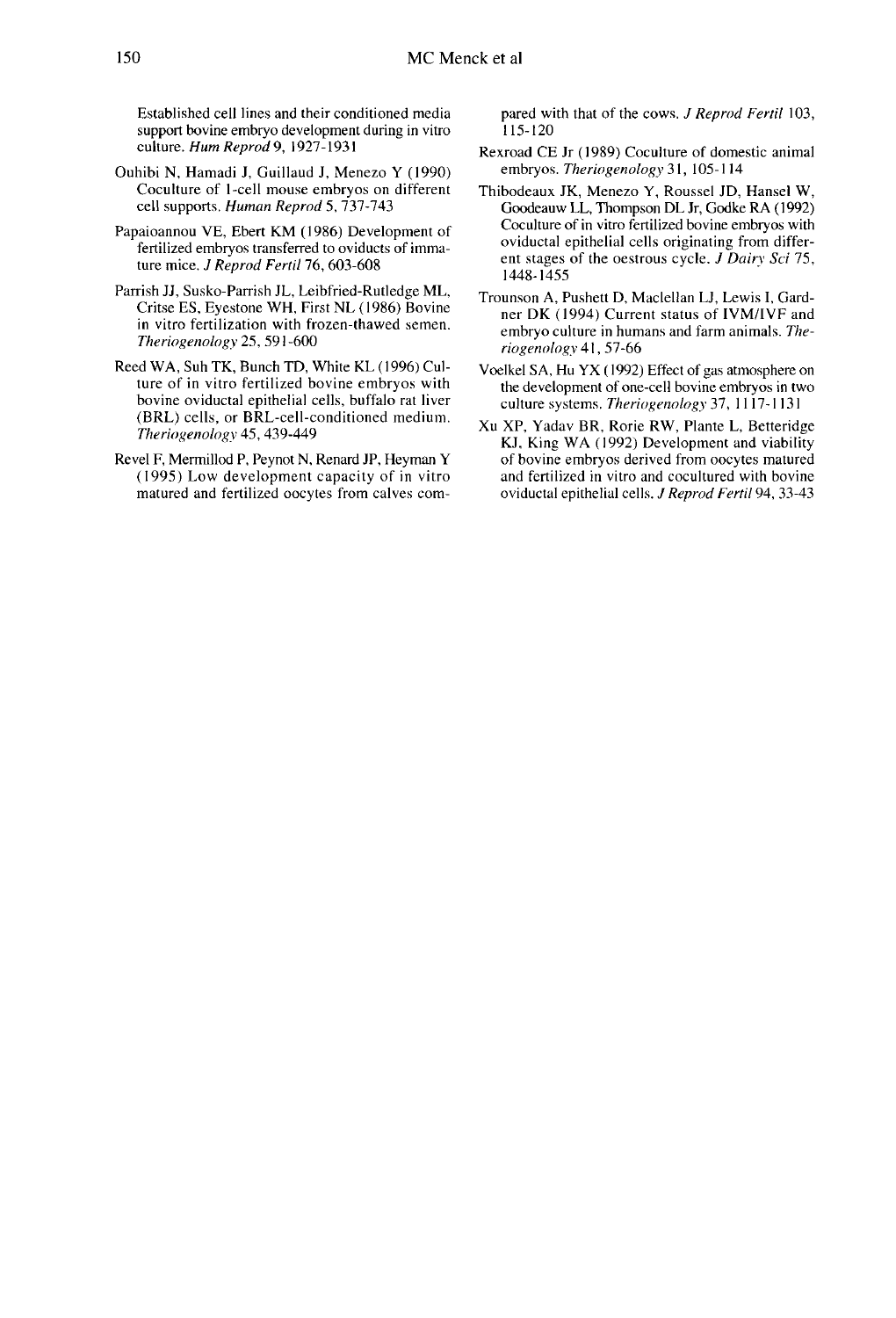Established cell lines and their conditioned media support bovine embryo development during in vitro culture. *Hum Reprod* 9, 1927-1931

Ouhibi N, Hamadi J, Guillaud J, Menezo Y (1990) Coculture of 1-cell mouse embryos on different cell supports. *Human Reprod* 5, 737-743

Papaioannou VE, Ebert KM (1986) Development of fertilized embryos transferred to oviducts of immature mice. *J Reprod Fertil* 76, 603-608

Parrish JJ, Susko-Parrish JL, Leibfried-Rutledge ML, Critse ES, Eyestone WH, First NL (1986) Bovine in vitro fertilization with frozen-thawed semen. *Theriogenology* 25, 591-600

Reed WA, Suh TK, Bunch TD, White KL (1996) Culture of in vitro fertilized bovine embryos with bovine oviductal epithelial cells, buffalo rat liver (BRL) cells, or BRL-cell-conditioned medium. *Theriogenology* 45, 439-449

Revel F, Mermillod P, Peynot N, Renard JP, Heyman Y (1995) Low development capacity of in vitro matured and fertilized oocytes from calves compared with that of the cows. *J Reprod Fertil* 103, 115-120

Rexroad CE Jr (1989) Coculture of domestic animal embryos. *Theriogenology* 31, 105-114

Thibodeaux JK, Menezo Y, Roussel JD, Hansel W, Goodeauw LL, Thompson DL Jr, Godke RA (1992) Coculture of in vitro fertilized bovine embryos with oviductal epithelial cells originating from different stages of the oestrous cycle. *J Dairy Sci* 75, 1448-1455

Trounson A, Pushett D, Maclellan LJ, Lewis I, Gardner DK (1994) Current status of IVM/IVF and embryo culture in humans and farm animals. *Theriogenology* 41, 57-66

Voelkel SA, Hu YX (1992) Effect of gas atmosphere on the development of one-cell bovine embryos in two culture systems. *Theriogenology* 37, 1117-1131

Xu XP, Yadav BR, Rorie RW, Plante L, Betteridge KJ, King WA (1992) Development and viability of bovine embryos derived from oocytes matured and fertilized in vitro and cocultured with bovine oviductal epithelial cells. *J Reprod Fertil* 94, 33-43